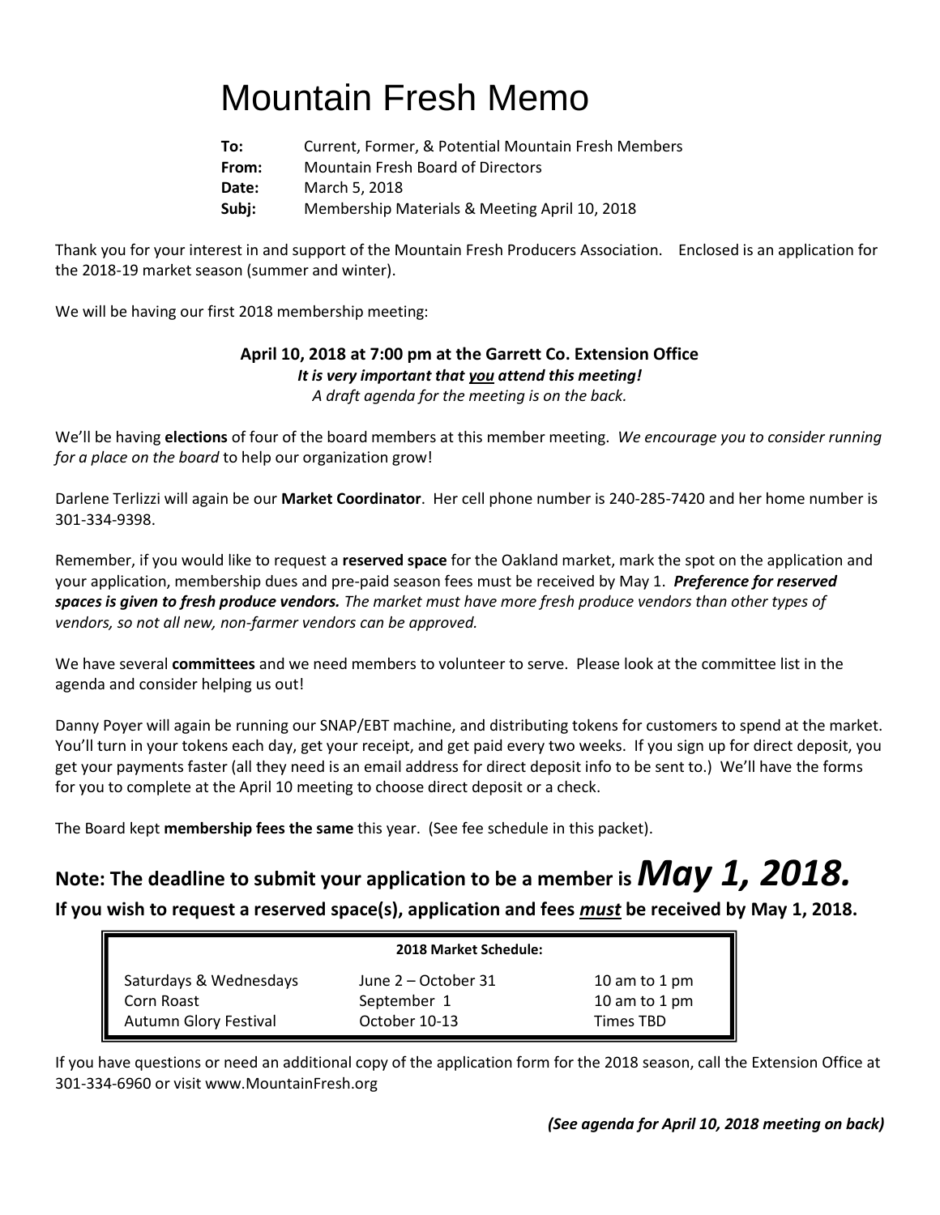# Mountain Fresh Memo

**To:** Current, Former, & Potential Mountain Fresh Members
**From:** Mountain Fresh Board of Directors
**Date:** March 5, 2018
**Subj:** Membership Materials & Meeting April 10, 2018

Thank you for your interest in and support of the Mountain Fresh Producers Association. Enclosed is an application for the 2018-19 market season (summer and winter).

We will be having our first 2018 membership meeting:

**April 10, 2018 at 7:00 pm at the Garrett Co. Extension Office**
***It is very important that _you_ attend this meeting!***
*A draft agenda for the meeting is on the back.*

We'll be having **elections** of four of the board members at this member meeting. *We encourage you to consider running for a place on the board* to help our organization grow!

Darlene Terlizzi will again be our **Market Coordinator**. Her cell phone number is 240-285-7420 and her home number is 301-334-9398.

Remember, if you would like to request a **reserved space** for the Oakland market, mark the spot on the application and your application, membership dues and pre-paid season fees must be received by May 1. ***Preference for reserved spaces is given to fresh produce vendors.*** *The market must have more fresh produce vendors than other types of vendors, so not all new, non-farmer vendors can be approved.*

We have several **committees** and we need members to volunteer to serve. Please look at the committee list in the agenda and consider helping us out!

Danny Poyer will again be running our SNAP/EBT machine, and distributing tokens for customers to spend at the market. You'll turn in your tokens each day, get your receipt, and get paid every two weeks. If you sign up for direct deposit, you get your payments faster (all they need is an email address for direct deposit info to be sent to.) We'll have the forms for you to complete at the April 10 meeting to choose direct deposit or a check.

The Board kept **membership fees the same** this year. (See fee schedule in this packet).

## Note: The deadline to submit your application to be a member is *May 1, 2018.*

**If you wish to request a reserved space(s), application and fees _must_ be received by May 1, 2018.**

| 2018 Market Schedule: | | |
|---|---|---|
| Saturdays & Wednesdays | June 2 – October 31 | 10 am to 1 pm |
| Corn Roast | September 1 | 10 am to 1 pm |
| Autumn Glory Festival | October 10-13 | Times TBD |

If you have questions or need an additional copy of the application form for the 2018 season, call the Extension Office at 301-334-6960 or visit www.MountainFresh.org

***(See agenda for April 10, 2018 meeting on back)***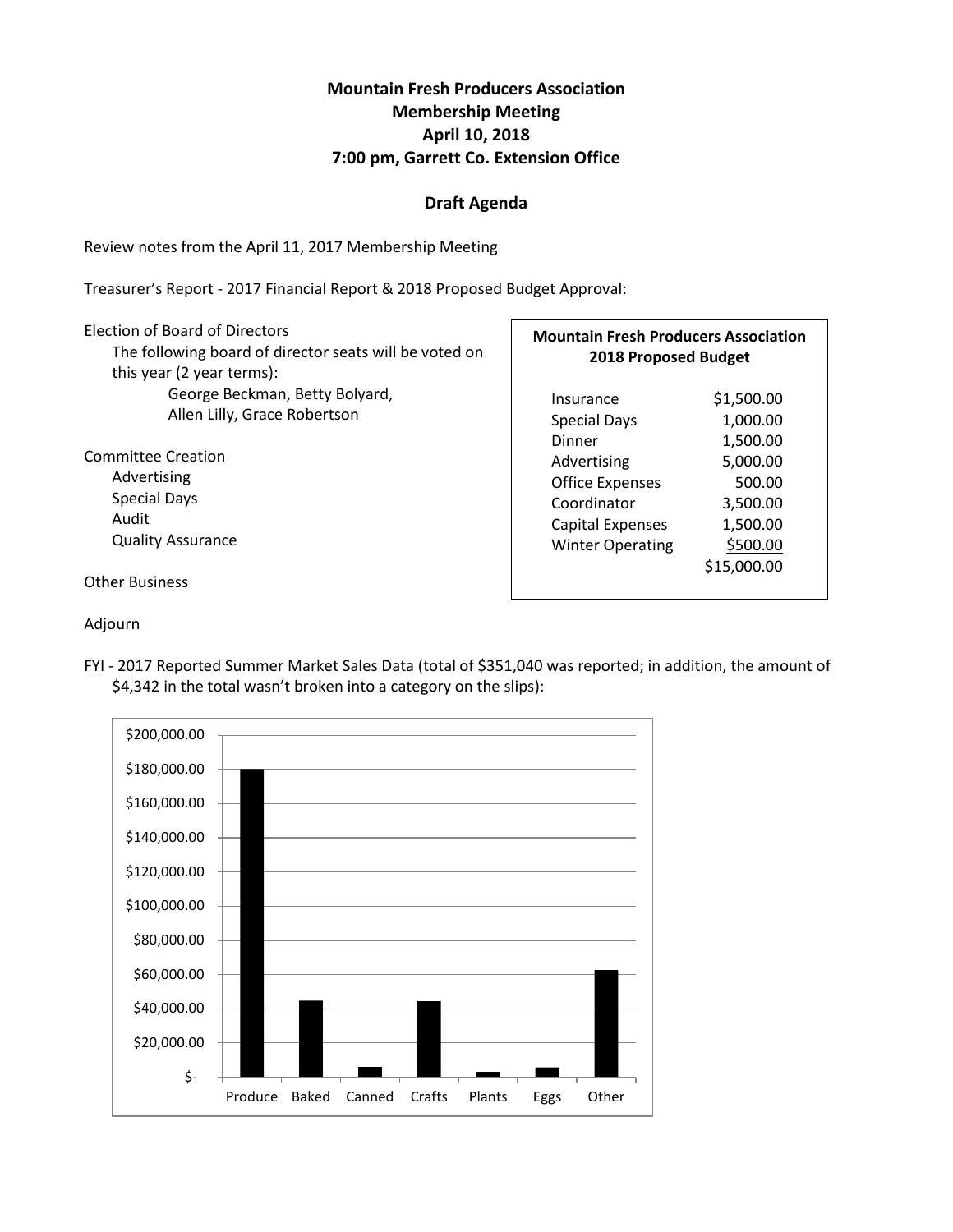# Mountain Fresh Producers Association
## Membership Meeting
## April 10, 2018
## 7:00 pm, Garrett Co. Extension Office

### Draft Agenda

Review notes from the April 11, 2017 Membership Meeting

Treasurer's Report - 2017 Financial Report & 2018 Proposed Budget Approval:

Election of Board of Directors

The following board of director seats will be voted on this year (2 year terms):

George Beckman, Betty Bolyard, Allen Lilly, Grace Robertson

Committee Creation

- Advertising
- Special Days
- Audit
- Quality Assurance

Other Business

Adjourn

**Mountain Fresh Producers Association 2018 Proposed Budget**

| | |
|---|---|
| Insurance | $1,500.00 |
| Special Days | 1,000.00 |
| Dinner | 1,500.00 |
| Advertising | 5,000.00 |
| Office Expenses | 500.00 |
| Coordinator | 3,500.00 |
| Capital Expenses | 1,500.00 |
| Winter Operating | $500.00 |
| | $15,000.00 |

FYI - 2017 Reported Summer Market Sales Data (total of $351,040 was reported; in addition, the amount of $4,342 in the total wasn't broken into a category on the slips):

$200,000.00
$180,000.00
$160,000.00
$140,000.00
$120,000.00
$100,000.00
$80,000.00
$60,000.00
$40,000.00
$20,000.00
$-

Produce
Baked
Canned
Crafts
Plants
Eggs
Other